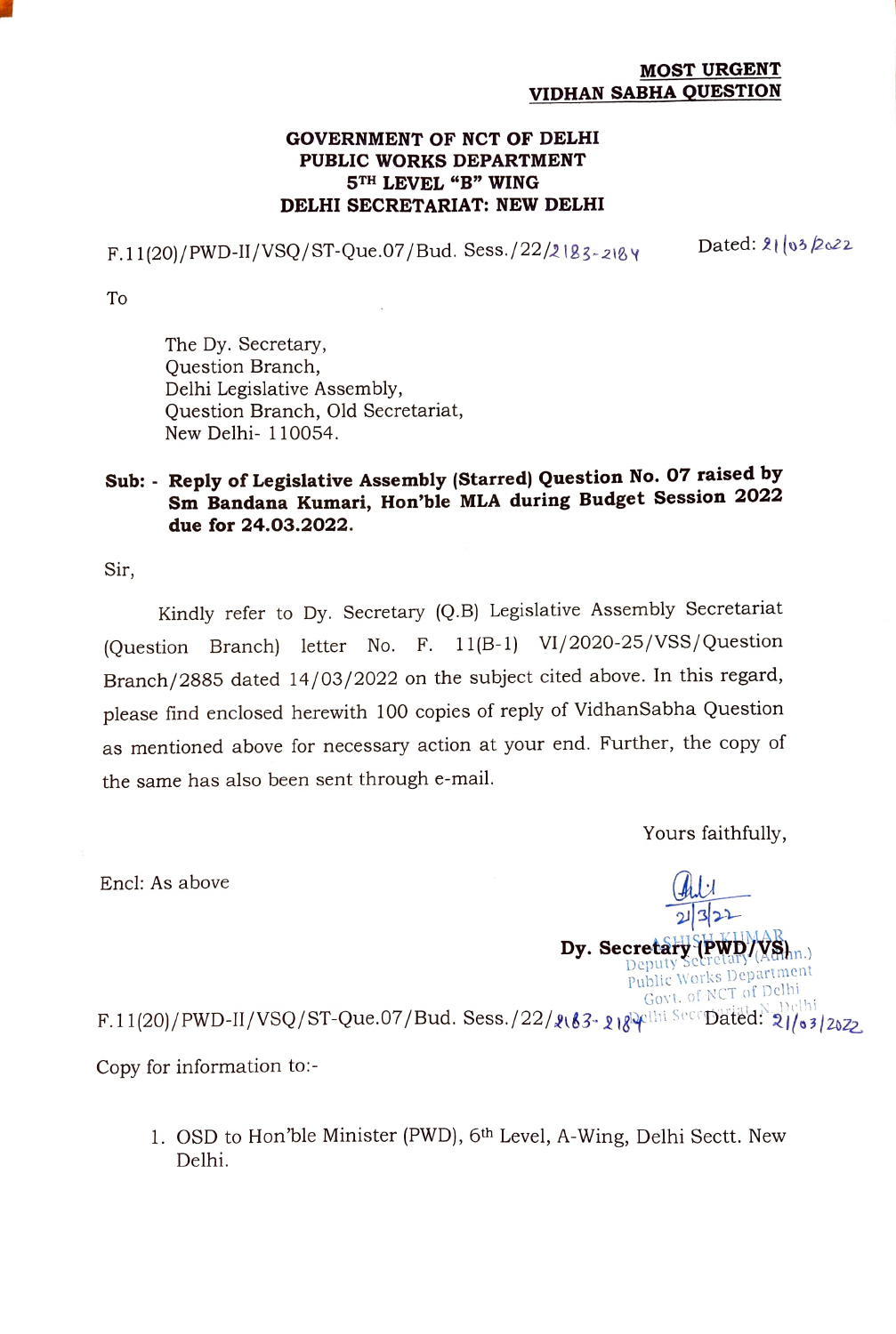**MOST URGENT**
**VIDHAN SABHA QUESTION**

**GOVERNMENT OF NCT OF DELHI**
**PUBLIC WORKS DEPARTMENT**
**5TH LEVEL "B" WING**
**DELHI SECRETARIAT: NEW DELHI**

F.11(20)/PWD-II/VSQ/ST-Que.07/Bud. Sess./22/2183-2184 Dated: 21/03/2022

To

The Dy. Secretary,
Question Branch,
Delhi Legislative Assembly,
Question Branch, Old Secretariat,
New Delhi- 110054.

**Sub: - Reply of Legislative Assembly (Starred) Question No. 07 raised by Sm Bandana Kumari, Hon'ble MLA during Budget Session 2022 due for 24.03.2022.**

Sir,

Kindly refer to Dy. Secretary (Q.B) Legislative Assembly Secretariat (Question Branch) letter No. F. 11(B-1) VI/2020-25/VSS/Question Branch/2885 dated 14/03/2022 on the subject cited above. In this regard, please find enclosed herewith 100 copies of reply of VidhanSabha Question as mentioned above for necessary action at your end. Further, the copy of the same has also been sent through e-mail.

Yours faithfully,

Encl: As above

21/3/22

**Dy. Secretary (PWD/VS)**

ASHISH KUMAR
Deputy Secretary (Admn.)
Public Works Department
Govt. of NCT of Delhi
Delhi Secretariat, N. Delhi

F.11(20)/PWD-II/VSQ/ST-Que.07/Bud. Sess./22/2183-2184 Dated: 21/03/2022

Copy for information to:-

1. OSD to Hon'ble Minister (PWD), 6th Level, A-Wing, Delhi Sectt. New Delhi.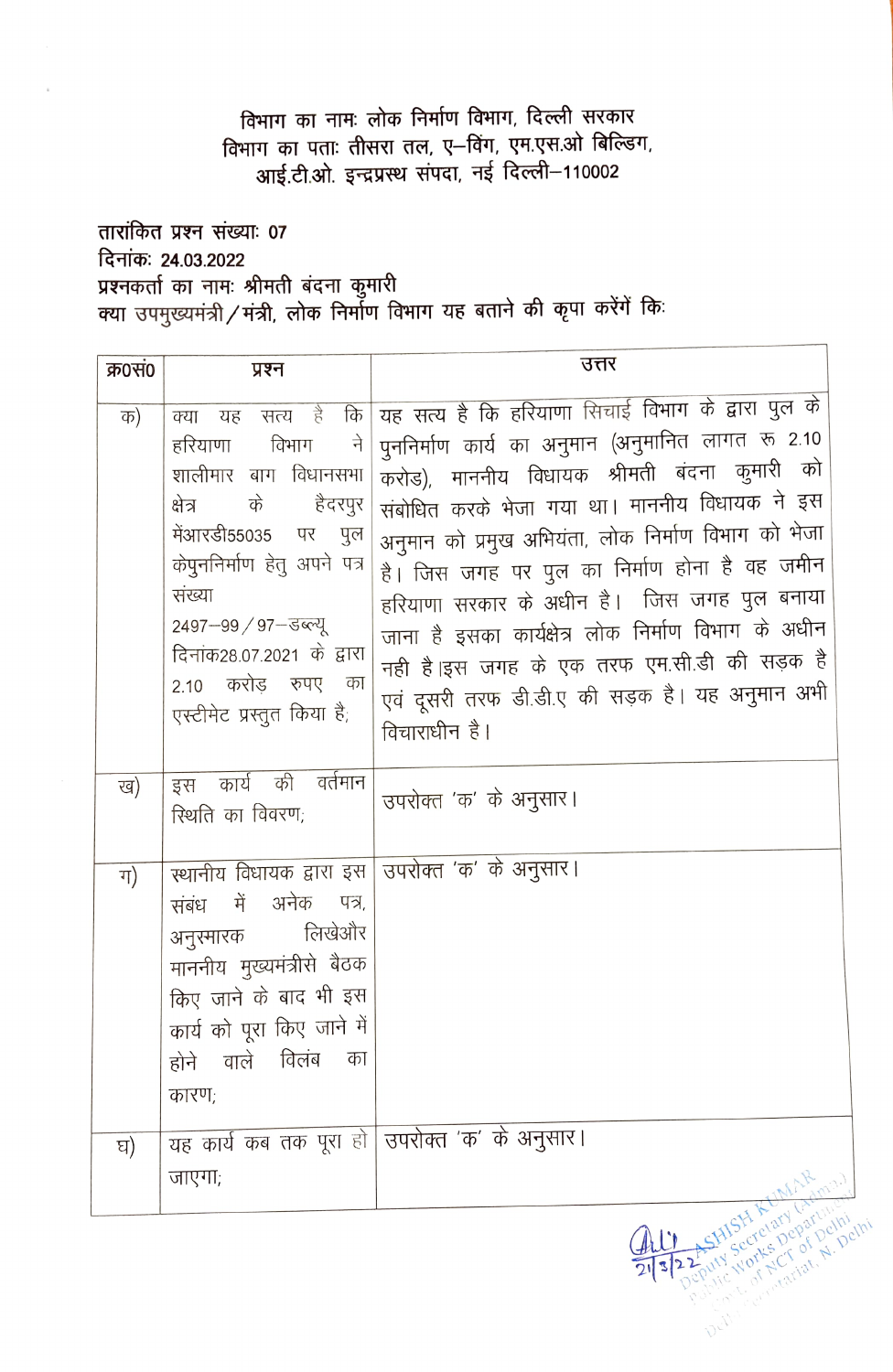विभाग का नामः लोक निर्माण विभाग, दिल्ली सरकार
विभाग का पताः तीसरा तल, ए–विंग, एम.एस.ओ बिल्डिंग,
आई.टी.ओ. इन्द्रप्रस्थ संपदा, नई दिल्ली–110002

तारांकित प्रश्न संख्याः 07
दिनांकः 24.03.2022
प्रश्नकर्ता का नामः श्रीमती बंदना कुमारी
क्या उपमुख्यमंत्री/मंत्री, लोक निर्माण विभाग यह बताने की कृपा करेंगें किः

| क्र०सं० | प्रश्न | उत्तर |
|---|---|---|
| क) | क्या यह सत्य है कि हरियाणा विभाग ने शालीमार बाग विधानसभा क्षेत्र के हैदरपुर मेंआरडी55035 पर पुल केपुनर्निर्माण हेतु अपने पत्र संख्या 2497–99/97–डब्ल्यू दिनांक28.07.2021 के द्वारा 2.10 करोड़ रुपए का एस्टीमेट प्रस्तुत किया है; | यह सत्य है कि हरियाणा सिंचाई विभाग के द्वारा पुल के पुनर्निर्माण कार्य का अनुमान (अनुमानित लागत रु 2.10 करोड), माननीय विधायक श्रीमती बंदना कुमारी को संबोधित करके भेजा गया था। माननीय विधायक ने इस अनुमान को प्रमुख अभियंता, लोक निर्माण विभाग को भेजा है। जिस जगह पर पुल का निर्माण होना है वह जमीन हरियाणा सरकार के अधीन है। जिस जगह पुल बनाया जाना है इसका कार्यक्षेत्र लोक निर्माण विभाग के अधीन नही है।इस जगह के एक तरफ एम.सी.डी की सड़क है एवं दूसरी तरफ डी.डी.ए की सड़क है। यह अनुमान अभी विचाराधीन है। |
| ख) | इस कार्य की वर्तमान स्थिति का विवरण; | उपरोक्त 'क' के अनुसार। |
| ग) | स्थानीय विधायक द्वारा इस संबंध में अनेक पत्र, अनुस्मारक लिखेऔर माननीय मुख्यमंत्रीसे बैठक किए जाने के बाद भी इस कार्य को पूरा किए जाने में होने वाले विलंब का कारण; | उपरोक्त 'क' के अनुसार। |
| घ) | यह कार्य कब तक पूरा हो जाएगा; | उपरोक्त 'क' के अनुसार। |

21/3/22
ASHISH KUMAR
Deputy Secretary (Admn.)
Public Works Department
Govt. of NCT of Delhi
Delhi Secretariat, N. Delhi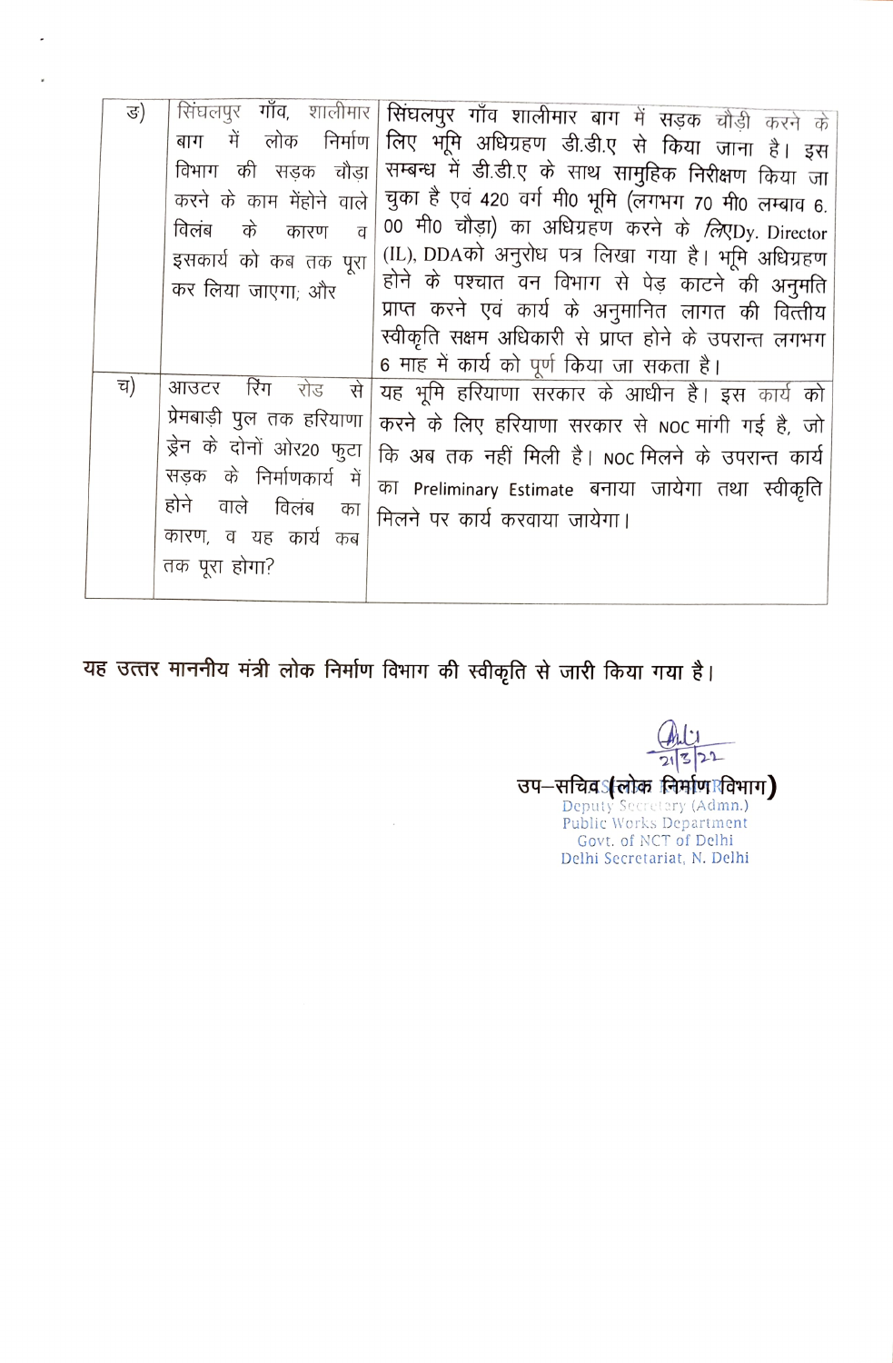| | | |
|---|---|---|
| ङ) | सिंघलपुर गाँव, शालीमार बाग में लोक निर्माण विभाग की सड़क चौड़ा करने के काम मेंहोने वाले विलंब के कारण व इसकार्य को कब तक पूरा कर लिया जाएगा; और | सिंघलपुर गाँव शालीमार बाग में सड़क चौड़ी करने के लिए भूमि अधिग्रहण डी.डी.ए से किया जाना है। इस सम्बन्ध में डी.डी.ए के साथ सामुहिक निरीक्षण किया जा चुका है एवं 420 वर्ग मी0 भूमि (लगभग 70 मी0 लम्बाव 6.00 मी0 चौड़ा) का अधिग्रहण करने के लिएDy. Director (IL), DDAको अनुरोध पत्र लिखा गया है। भूमि अधिग्रहण होने के पश्चात वन विभाग से पेड़ काटने की अनुमति प्राप्त करने एवं कार्य के अनुमानित लागत की वित्तीय स्वीकृति सक्षम अधिकारी से प्राप्त होने के उपरान्त लगभग 6 माह में कार्य को पूर्ण किया जा सकता है। |
| च) | आउटर रिंग रोड से प्रेमबाड़ी पुल तक हरियाणा ड्रेन के दोनों ओर20 फुटा सड़क के निर्माणकार्य में होने वाले विलंब का कारण, व यह कार्य कब तक पूरा होगा? | यह भूमि हरियाणा सरकार के आधीन है। इस कार्य को करने के लिए हरियाणा सरकार से NOC मांगी गई है, जो कि अब तक नहीं मिली है। NOC मिलने के उपरान्त कार्य का Preliminary Estimate बनाया जायेगा तथा स्वीकृति मिलने पर कार्य करवाया जायेगा। |

**यह उत्तर माननीय मंत्री लोक निर्माण विभाग की स्वीकृति से जारी किया गया है।**

21/3/22

**उप–सचिव (लोक निर्माण विभाग)**

Deputy Secretary (Admn.)
Public Works Department
Govt. of NCT of Delhi
Delhi Secretariat, N. Delhi